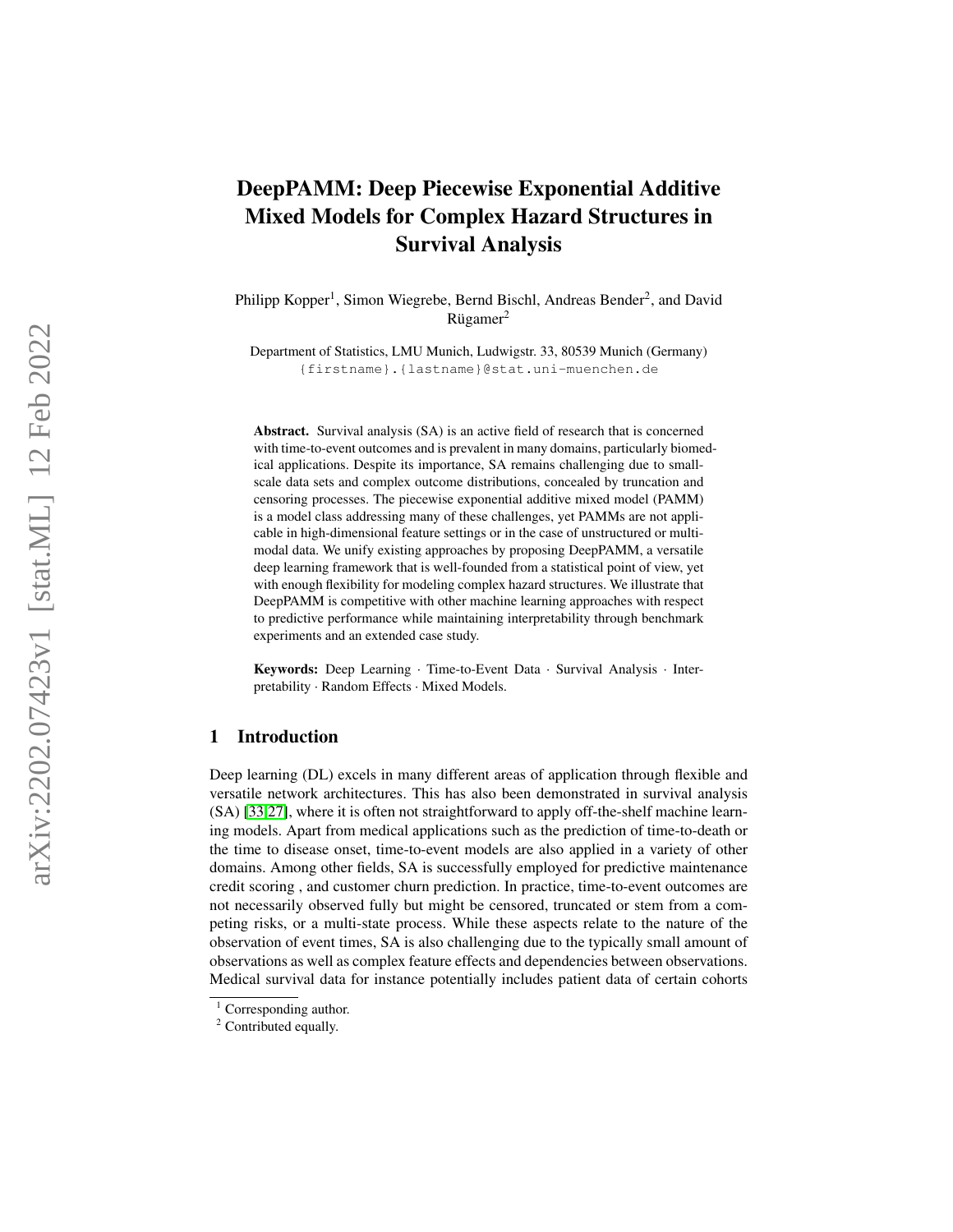# DeepPAMM: Deep Piecewise Exponential Additive Mixed Models for Complex Hazard Structures in Survival Analysis

Philipp Kopper[1], Simon Wiegrebe, Bernd Bischl, Andreas Bender[2], and David Rügamer[2]

Department of Statistics, LMU Munich, Ludwigstr. 33, 80539 Munich (Germany)
{firstname}.{lastname}@stat.uni-muenchen.de

**Abstract.** Survival analysis (SA) is an active field of research that is concerned with time-to-event outcomes and is prevalent in many domains, particularly biomedical applications. Despite its importance, SA remains challenging due to small-scale data sets and complex outcome distributions, concealed by truncation and censoring processes. The piecewise exponential additive mixed model (PAMM) is a model class addressing many of these challenges, yet PAMMs are not applicable in high-dimensional feature settings or in the case of unstructured or multi-modal data. We unify existing approaches by proposing DeepPAMM, a versatile deep learning framework that is well-founded from a statistical point of view, yet with enough flexibility for modeling complex hazard structures. We illustrate that DeepPAMM is competitive with other machine learning approaches with respect to predictive performance while maintaining interpretability through benchmark experiments and an extended case study.

**Keywords:** Deep Learning · Time-to-Event Data · Survival Analysis · Interpretability · Random Effects · Mixed Models.

## 1 Introduction

Deep learning (DL) excels in many different areas of application through flexible and versatile network architectures. This has also been demonstrated in survival analysis (SA) [33,27], where it is often not straightforward to apply off-the-shelf machine learning models. Apart from medical applications such as the prediction of time-to-death or the time to disease onset, time-to-event models are also applied in a variety of other domains. Among other fields, SA is successfully employed for predictive maintenance credit scoring , and customer churn prediction. In practice, time-to-event outcomes are not necessarily observed fully but might be censored, truncated or stem from a competing risks, or a multi-state process. While these aspects relate to the nature of the observation of event times, SA is also challenging due to the typically small amount of observations as well as complex feature effects and dependencies between observations. Medical survival data for instance potentially includes patient data of certain cohorts

[1] Corresponding author.

[2] Contributed equally.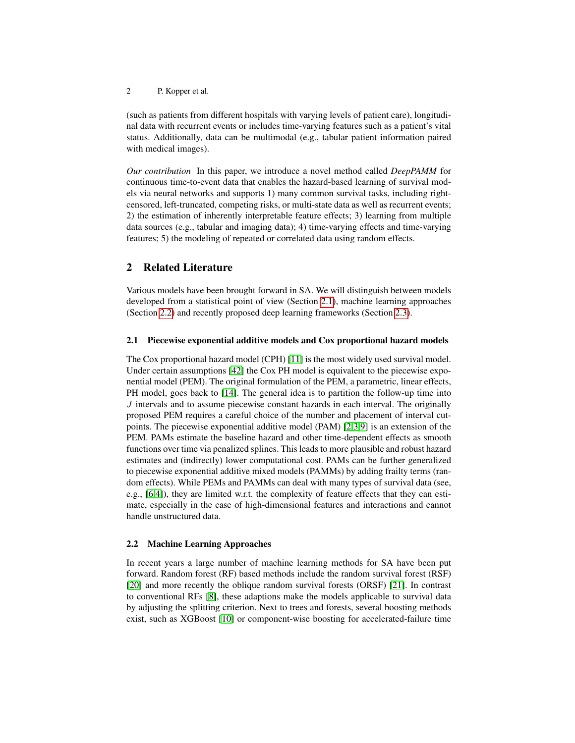(such as patients from different hospitals with varying levels of patient care), longitudinal data with recurrent events or includes time-varying features such as a patient's vital status. Additionally, data can be multimodal (e.g., tabular patient information paired with medical images).

*Our contribution* In this paper, we introduce a novel method called *DeepPAMM* for continuous time-to-event data that enables the hazard-based learning of survival models via neural networks and supports 1) many common survival tasks, including right-censored, left-truncated, competing risks, or multi-state data as well as recurrent events; 2) the estimation of inherently interpretable feature effects; 3) learning from multiple data sources (e.g., tabular and imaging data); 4) time-varying effects and time-varying features; 5) the modeling of repeated or correlated data using random effects.

## 2 Related Literature

Various models have been brought forward in SA. We will distinguish between models developed from a statistical point of view (Section 2.1), machine learning approaches (Section 2.2) and recently proposed deep learning frameworks (Section 2.3).

### 2.1 Piecewise exponential additive models and Cox proportional hazard models

The Cox proportional hazard model (CPH) [11] is the most widely used survival model. Under certain assumptions [42] the Cox PH model is equivalent to the piecewise exponential model (PEM). The original formulation of the PEM, a parametric, linear effects, PH model, goes back to [14]. The general idea is to partition the follow-up time into $J$ intervals and to assume piecewise constant hazards in each interval. The originally proposed PEM requires a careful choice of the number and placement of interval cut-points. The piecewise exponential additive model (PAM) [2,3,9] is an extension of the PEM. PAMs estimate the baseline hazard and other time-dependent effects as smooth functions over time via penalized splines. This leads to more plausible and robust hazard estimates and (indirectly) lower computational cost. PAMs can be further generalized to piecewise exponential additive mixed models (PAMMs) by adding frailty terms (random effects). While PEMs and PAMMs can deal with many types of survival data (see, e.g., [6,4]), they are limited w.r.t. the complexity of feature effects that they can estimate, especially in the case of high-dimensional features and interactions and cannot handle unstructured data.

### 2.2 Machine Learning Approaches

In recent years a large number of machine learning methods for SA have been put forward. Random forest (RF) based methods include the random survival forest (RSF) [20] and more recently the oblique random survival forests (ORSF) [21]. In contrast to conventional RFs [8], these adaptions make the models applicable to survival data by adjusting the splitting criterion. Next to trees and forests, several boosting methods exist, such as XGBoost [10] or component-wise boosting for accelerated-failure time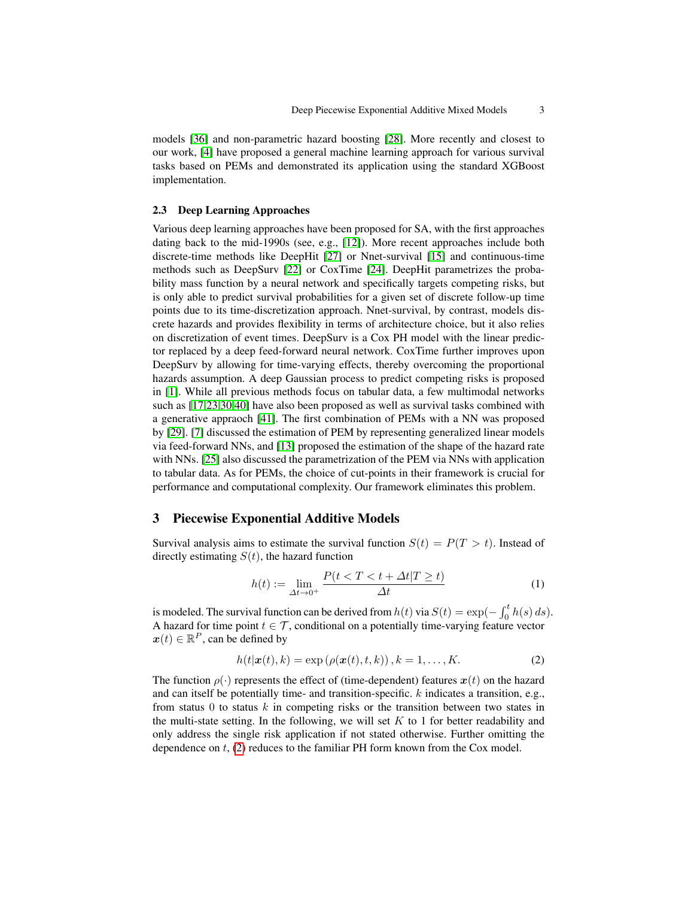models [36] and non-parametric hazard boosting [28]. More recently and closest to our work, [4] have proposed a general machine learning approach for various survival tasks based on PEMs and demonstrated its application using the standard XGBoost implementation.

### 2.3 Deep Learning Approaches

Various deep learning approaches have been proposed for SA, with the first approaches dating back to the mid-1990s (see, e.g., [12]). More recent approaches include both discrete-time methods like DeepHit [27] or Nnet-survival [15] and continuous-time methods such as DeepSurv [22] or CoxTime [24]. DeepHit parametrizes the probability mass function by a neural network and specifically targets competing risks, but is only able to predict survival probabilities for a given set of discrete follow-up time points due to its time-discretization approach. Nnet-survival, by contrast, models discrete hazards and provides flexibility in terms of architecture choice, but it also relies on discretization of event times. DeepSurv is a Cox PH model with the linear predictor replaced by a deep feed-forward neural network. CoxTime further improves upon DeepSurv by allowing for time-varying effects, thereby overcoming the proportional hazards assumption. A deep Gaussian process to predict competing risks is proposed in [1]. While all previous methods focus on tabular data, a few multimodal networks such as [17,23,30,40] have also been proposed as well as survival tasks combined with a generative appraoch [41]. The first combination of PEMs with a NN was proposed by [29]. [7] discussed the estimation of PEM by representing generalized linear models via feed-forward NNs, and [13] proposed the estimation of the shape of the hazard rate with NNs. [25] also discussed the parametrization of the PEM via NNs with application to tabular data. As for PEMs, the choice of cut-points in their framework is crucial for performance and computational complexity. Our framework eliminates this problem.

## 3 Piecewise Exponential Additive Models

Survival analysis aims to estimate the survival function $S(t) = P(T > t)$. Instead of directly estimating $S(t)$, the hazard function

$$h(t) := \lim_{\Delta t \to 0^+} \frac{P(t < T < t + \Delta t | T \geq t)}{\Delta t} \tag{1}$$

is modeled. The survival function can be derived from $h(t)$ via $S(t) = \exp(-\int_0^t h(s)\, ds)$. A hazard for time point $t \in \mathcal{T}$, conditional on a potentially time-varying feature vector $\boldsymbol{x}(t) \in \mathbb{R}^P$, can be defined by

$$h(t|\boldsymbol{x}(t), k) = \exp\left(\rho(\boldsymbol{x}(t), t, k)\right), k = 1, \ldots, K. \tag{2}$$

The function $\rho(\cdot)$ represents the effect of (time-dependent) features $\boldsymbol{x}(t)$ on the hazard and can itself be potentially time- and transition-specific. $k$ indicates a transition, e.g., from status 0 to status $k$ in competing risks or the transition between two states in the multi-state setting. In the following, we will set $K$ to 1 for better readability and only address the single risk application if not stated otherwise. Further omitting the dependence on $t$, (2) reduces to the familiar PH form known from the Cox model.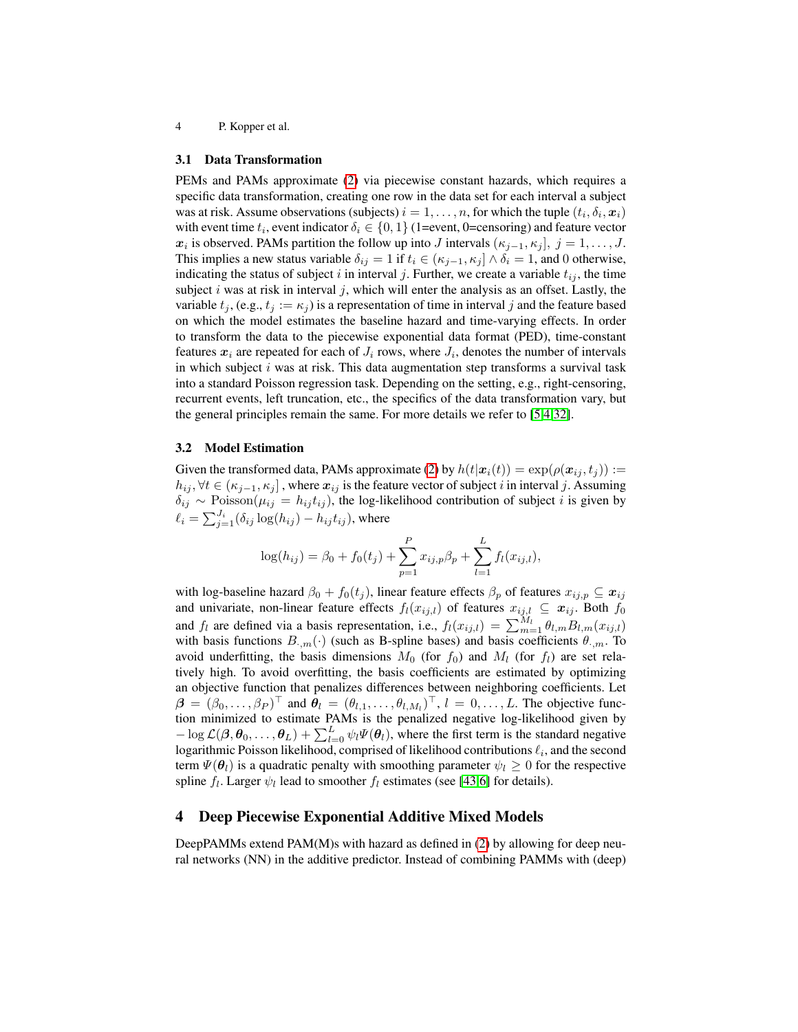### 3.1 Data Transformation

PEMs and PAMs approximate (2) via piecewise constant hazards, which requires a specific data transformation, creating one row in the data set for each interval a subject was at risk. Assume observations (subjects) $i = 1, \dots, n$, for which the tuple $(t_i, \delta_i, \boldsymbol{x}_i)$ with event time $t_i$, event indicator $\delta_i \in \{0, 1\}$ (1=event, 0=censoring) and feature vector $\boldsymbol{x}_i$ is observed. PAMs partition the follow up into $J$ intervals $(\kappa_{j-1}, \kappa_j],\ j = 1, \dots, J$. This implies a new status variable $\delta_{ij} = 1$ if $t_i \in (\kappa_{j-1}, \kappa_j] \wedge \delta_i = 1$, and 0 otherwise, indicating the status of subject $i$ in interval $j$. Further, we create a variable $t_{ij}$, the time subject $i$ was at risk in interval $j$, which will enter the analysis as an offset. Lastly, the variable $t_j$, (e.g., $t_j := \kappa_j$) is a representation of time in interval $j$ and the feature based on which the model estimates the baseline hazard and time-varying effects. In order to transform the data to the piecewise exponential data format (PED), time-constant features $\boldsymbol{x}_i$ are repeated for each of $J_i$ rows, where $J_i$, denotes the number of intervals in which subject $i$ was at risk. This data augmentation step transforms a survival task into a standard Poisson regression task. Depending on the setting, e.g., right-censoring, recurrent events, left truncation, etc., the specifics of the data transformation vary, but the general principles remain the same. For more details we refer to [5,4,32].

### 3.2 Model Estimation

Given the transformed data, PAMs approximate (2) by $h(t|\boldsymbol{x}_i(t)) = \exp(\rho(\boldsymbol{x}_{ij}, t_j)) := h_{ij}, \forall t \in (\kappa_{j-1}, \kappa_j]$ , where $\boldsymbol{x}_{ij}$ is the feature vector of subject $i$ in interval $j$. Assuming $\delta_{ij} \sim \text{Poisson}(\mu_{ij} = h_{ij} t_{ij})$, the log-likelihood contribution of subject $i$ is given by $\ell_i = \sum_{j=1}^{J_i} (\delta_{ij} \log(h_{ij}) - h_{ij} t_{ij})$, where

$$\log(h_{ij}) = \beta_0 + f_0(t_j) + \sum_{p=1}^{P} x_{ij,p} \beta_p + \sum_{l=1}^{L} f_l(x_{ij,l}),$$

with log-baseline hazard $\beta_0 + f_0(t_j)$, linear feature effects $\beta_p$ of features $x_{ij,p} \subseteq \boldsymbol{x}_{ij}$ and univariate, non-linear feature effects $f_l(x_{ij,l})$ of features $x_{ij,l} \subseteq \boldsymbol{x}_{ij}$. Both $f_0$ and $f_l$ are defined via a basis representation, i.e., $f_l(x_{ij,l}) = \sum_{m=1}^{M_l} \theta_{l,m} B_{l,m}(x_{ij,l})$ with basis functions $B_{\cdot,m}(\cdot)$ (such as B-spline bases) and basis coefficients $\theta_{\cdot,m}$. To avoid underfitting, the basis dimensions $M_0$ (for $f_0$) and $M_l$ (for $f_l$) are set relatively high. To avoid overfitting, the basis coefficients are estimated by optimizing an objective function that penalizes differences between neighboring coefficients. Let $\boldsymbol{\beta} = (\beta_0, \dots, \beta_P)^\top$ and $\boldsymbol{\theta}_l = (\theta_{l,1}, \dots, \theta_{l,M_l})^\top$, $l = 0, \dots, L$. The objective function minimized to estimate PAMs is the penalized negative log-likelihood given by $-\log \mathcal{L}(\boldsymbol{\beta}, \boldsymbol{\theta}_0, \dots, \boldsymbol{\theta}_L) + \sum_{l=0}^{L} \psi_l \Psi(\boldsymbol{\theta}_l)$, where the first term is the standard negative logarithmic Poisson likelihood, comprised of likelihood contributions $\ell_i$, and the second term $\Psi(\boldsymbol{\theta}_l)$ is a quadratic penalty with smoothing parameter $\psi_l \geq 0$ for the respective spline $f_l$. Larger $\psi_l$ lead to smoother $f_l$ estimates (see [43,6] for details).

## 4 Deep Piecewise Exponential Additive Mixed Models

DeepPAMMs extend PAM(M)s with hazard as defined in (2) by allowing for deep neural networks (NN) in the additive predictor. Instead of combining PAMMs with (deep)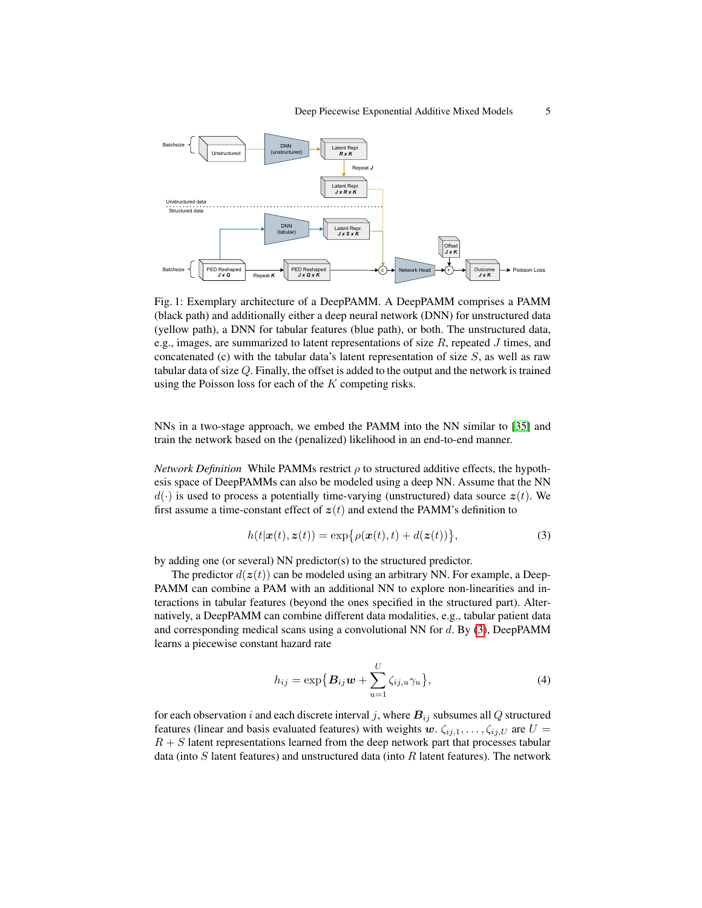Fig. 1: Exemplary architecture of a DeepPAMM. A DeepPAMM comprises a PAMM (black path) and additionally either a deep neural network (DNN) for unstructured data (yellow path), a DNN for tabular features (blue path), or both. The unstructured data, e.g., images, are summarized to latent representations of size $R$, repeated $J$ times, and concatenated (c) with the tabular data's latent representation of size $S$, as well as raw tabular data of size $Q$. Finally, the offset is added to the output and the network is trained using the Poisson loss for each of the $K$ competing risks.

NNs in a two-stage approach, we embed the PAMM into the NN similar to [35] and train the network based on the (penalized) likelihood in an end-to-end manner.

*Network Definition* While PAMMs restrict $\rho$ to structured additive effects, the hypothesis space of DeepPAMMs can also be modeled using a deep NN. Assume that the NN $d(\cdot)$ is used to process a potentially time-varying (unstructured) data source $\boldsymbol{z}(t)$. We first assume a time-constant effect of $\boldsymbol{z}(t)$ and extend the PAMM's definition to

$$h(t|\boldsymbol{x}(t), \boldsymbol{z}(t)) = \exp\{\rho(\boldsymbol{x}(t), t) + d(\boldsymbol{z}(t))\}, \tag{3}$$

by adding one (or several) NN predictor(s) to the structured predictor.

The predictor $d(\boldsymbol{z}(t))$ can be modeled using an arbitrary NN. For example, a DeepPAMM can combine a PAM with an additional NN to explore non-linearities and interactions in tabular features (beyond the ones specified in the structured part). Alternatively, a DeepPAMM can combine different data modalities, e.g., tabular patient data and corresponding medical scans using a convolutional NN for $d$. By (3), DeepPAMM learns a piecewise constant hazard rate

$$h_{ij} = \exp\{\boldsymbol{B}_{ij}\boldsymbol{w} + \sum_{u=1}^{U} \zeta_{ij,u}\gamma_u\}, \tag{4}$$

for each observation $i$ and each discrete interval $j$, where $\boldsymbol{B}_{ij}$ subsumes all $Q$ structured features (linear and basis evaluated features) with weights $\boldsymbol{w}$. $\zeta_{ij,1}, \ldots, \zeta_{ij,U}$ are $U = R + S$ latent representations learned from the deep network part that processes tabular data (into $S$ latent features) and unstructured data (into $R$ latent features). The network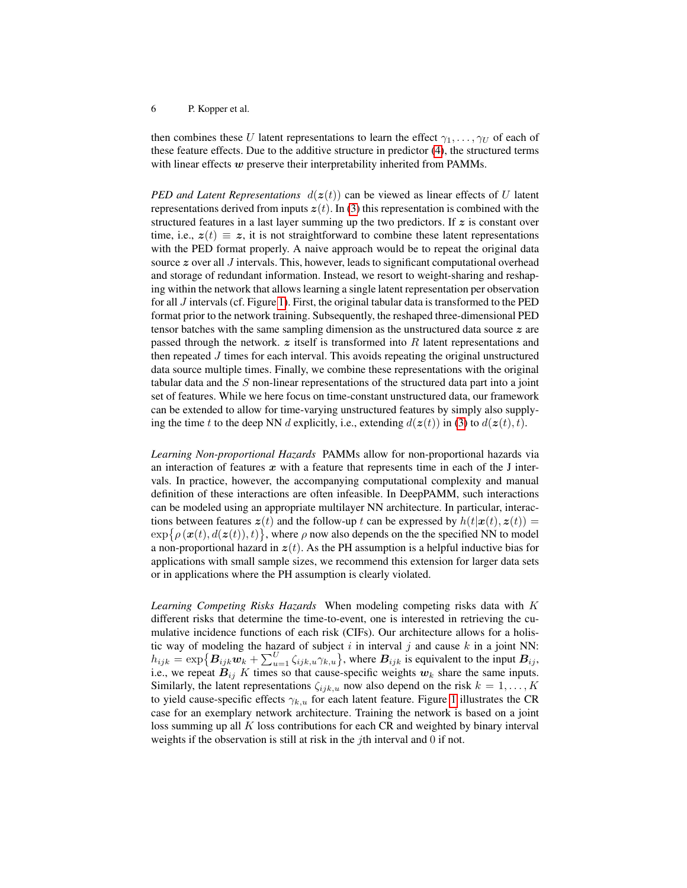then combines these $U$ latent representations to learn the effect $\gamma_1, \dots, \gamma_U$ of each of these feature effects. Due to the additive structure in predictor (4), the structured terms with linear effects $\boldsymbol{w}$ preserve their interpretability inherited from PAMMs.

*PED and Latent Representations* $d(\boldsymbol{z}(t))$ can be viewed as linear effects of $U$ latent representations derived from inputs $\boldsymbol{z}(t)$. In (3) this representation is combined with the structured features in a last layer summing up the two predictors. If $\boldsymbol{z}$ is constant over time, i.e., $\boldsymbol{z}(t) \equiv \boldsymbol{z}$, it is not straightforward to combine these latent representations with the PED format properly. A naive approach would be to repeat the original data source $\boldsymbol{z}$ over all $J$ intervals. This, however, leads to significant computational overhead and storage of redundant information. Instead, we resort to weight-sharing and reshaping within the network that allows learning a single latent representation per observation for all $J$ intervals (cf. Figure 1). First, the original tabular data is transformed to the PED format prior to the network training. Subsequently, the reshaped three-dimensional PED tensor batches with the same sampling dimension as the unstructured data source $\boldsymbol{z}$ are passed through the network. $\boldsymbol{z}$ itself is transformed into $R$ latent representations and then repeated $J$ times for each interval. This avoids repeating the original unstructured data source multiple times. Finally, we combine these representations with the original tabular data and the $S$ non-linear representations of the structured data part into a joint set of features. While we here focus on time-constant unstructured data, our framework can be extended to allow for time-varying unstructured features by simply also supplying the time $t$ to the deep NN $d$ explicitly, i.e., extending $d(\boldsymbol{z}(t))$ in (3) to $d(\boldsymbol{z}(t), t)$.

*Learning Non-proportional Hazards* PAMMs allow for non-proportional hazards via an interaction of features $\boldsymbol{x}$ with a feature that represents time in each of the J intervals. In practice, however, the accompanying computational complexity and manual definition of these interactions are often infeasible. In DeepPAMM, such interactions can be modeled using an appropriate multilayer NN architecture. In particular, interactions between features $\boldsymbol{z}(t)$ and the follow-up $t$ can be expressed by $h(t|\boldsymbol{x}(t), \boldsymbol{z}(t)) = \exp\{\rho(\boldsymbol{x}(t), d(\boldsymbol{z}(t)), t)\}$, where $\rho$ now also depends on the the specified NN to model a non-proportional hazard in $\boldsymbol{z}(t)$. As the PH assumption is a helpful inductive bias for applications with small sample sizes, we recommend this extension for larger data sets or in applications where the PH assumption is clearly violated.

*Learning Competing Risks Hazards* When modeling competing risks data with $K$ different risks that determine the time-to-event, one is interested in retrieving the cumulative incidence functions of each risk (CIFs). Our architecture allows for a holistic way of modeling the hazard of subject $i$ in interval $j$ and cause $k$ in a joint NN: $h_{ijk} = \exp\{\boldsymbol{B}_{ijk}\boldsymbol{w}_k + \sum_{u=1}^{U} \zeta_{ijk,u}\gamma_{k,u}\}$, where $\boldsymbol{B}_{ijk}$ is equivalent to the input $\boldsymbol{B}_{ij}$, i.e., we repeat $\boldsymbol{B}_{ij}$ $K$ times so that cause-specific weights $\boldsymbol{w}_k$ share the same inputs. Similarly, the latent representations $\zeta_{ijk,u}$ now also depend on the risk $k = 1, \dots, K$ to yield cause-specific effects $\gamma_{k,u}$ for each latent feature. Figure 1 illustrates the CR case for an exemplary network architecture. Training the network is based on a joint loss summing up all $K$ loss contributions for each CR and weighted by binary interval weights if the observation is still at risk in the $j$th interval and 0 if not.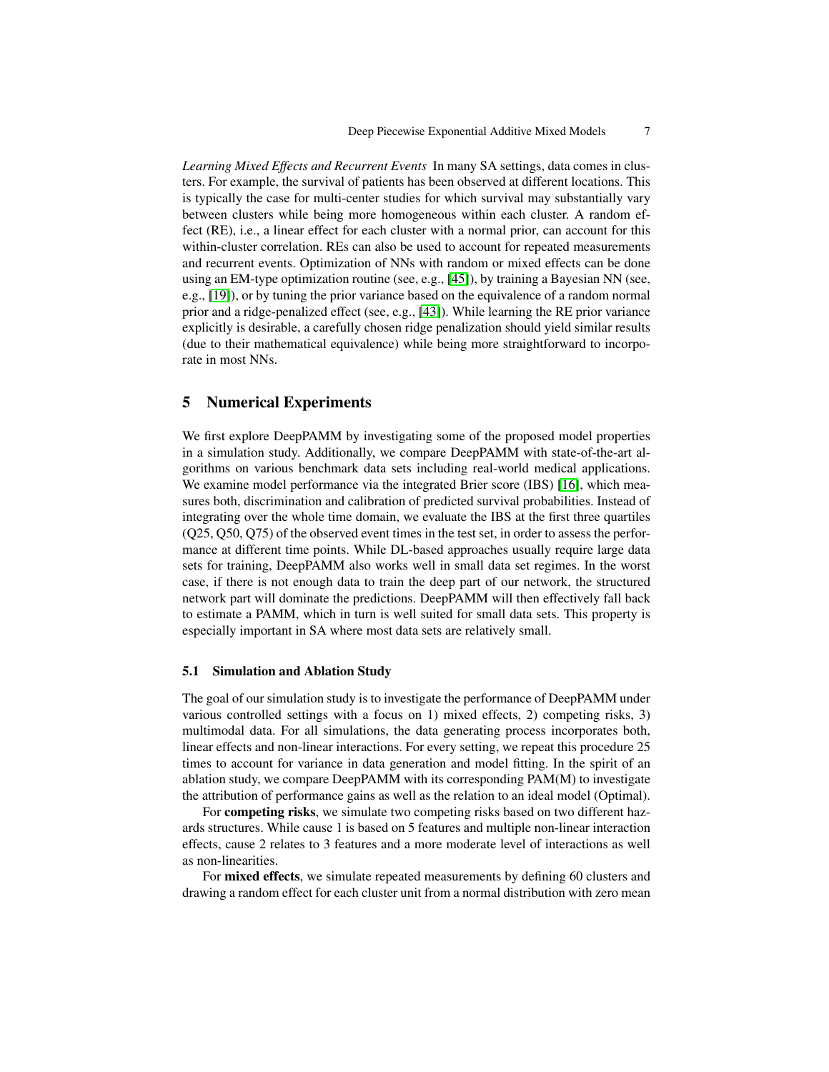*Learning Mixed Effects and Recurrent Events* In many SA settings, data comes in clusters. For example, the survival of patients has been observed at different locations. This is typically the case for multi-center studies for which survival may substantially vary between clusters while being more homogeneous within each cluster. A random effect (RE), i.e., a linear effect for each cluster with a normal prior, can account for this within-cluster correlation. REs can also be used to account for repeated measurements and recurrent events. Optimization of NNs with random or mixed effects can be done using an EM-type optimization routine (see, e.g., [45]), by training a Bayesian NN (see, e.g., [19]), or by tuning the prior variance based on the equivalence of a random normal prior and a ridge-penalized effect (see, e.g., [43]). While learning the RE prior variance explicitly is desirable, a carefully chosen ridge penalization should yield similar results (due to their mathematical equivalence) while being more straightforward to incorporate in most NNs.

## 5 Numerical Experiments

We first explore DeepPAMM by investigating some of the proposed model properties in a simulation study. Additionally, we compare DeepPAMM with state-of-the-art algorithms on various benchmark data sets including real-world medical applications. We examine model performance via the integrated Brier score (IBS) [16], which measures both, discrimination and calibration of predicted survival probabilities. Instead of integrating over the whole time domain, we evaluate the IBS at the first three quartiles (Q25, Q50, Q75) of the observed event times in the test set, in order to assess the performance at different time points. While DL-based approaches usually require large data sets for training, DeepPAMM also works well in small data set regimes. In the worst case, if there is not enough data to train the deep part of our network, the structured network part will dominate the predictions. DeepPAMM will then effectively fall back to estimate a PAMM, which in turn is well suited for small data sets. This property is especially important in SA where most data sets are relatively small.

### 5.1 Simulation and Ablation Study

The goal of our simulation study is to investigate the performance of DeepPAMM under various controlled settings with a focus on 1) mixed effects, 2) competing risks, 3) multimodal data. For all simulations, the data generating process incorporates both, linear effects and non-linear interactions. For every setting, we repeat this procedure 25 times to account for variance in data generation and model fitting. In the spirit of an ablation study, we compare DeepPAMM with its corresponding PAM(M) to investigate the attribution of performance gains as well as the relation to an ideal model (Optimal).

For **competing risks**, we simulate two competing risks based on two different hazards structures. While cause 1 is based on 5 features and multiple non-linear interaction effects, cause 2 relates to 3 features and a more moderate level of interactions as well as non-linearities.

For **mixed effects**, we simulate repeated measurements by defining 60 clusters and drawing a random effect for each cluster unit from a normal distribution with zero mean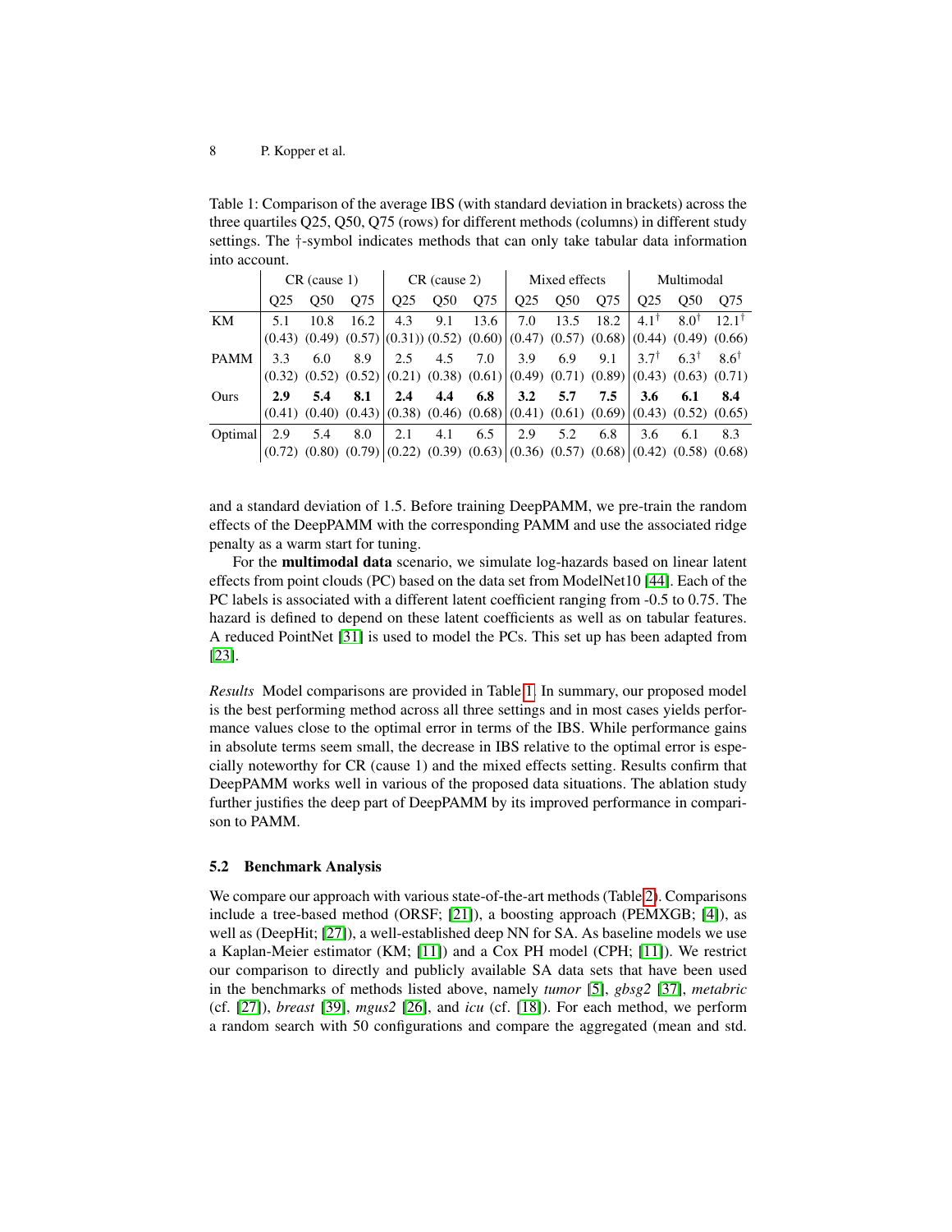Table 1: Comparison of the average IBS (with standard deviation in brackets) across the three quartiles Q25, Q50, Q75 (rows) for different methods (columns) in different study settings. The †-symbol indicates methods that can only take tabular data information into account.

| | CR (cause 1) | | | CR (cause 2) | | | Mixed effects | | | Multimodal | | |
|---|---|---|---|---|---|---|---|---|---|---|---|---|
| | Q25 | Q50 | Q75 | Q25 | Q50 | Q75 | Q25 | Q50 | Q75 | Q25 | Q50 | Q75 |
| KM | 5.1 (0.43) | 10.8 (0.49) | 16.2 (0.57) | 4.3 (0.31)) | 9.1 (0.52) | 13.6 (0.60) | 7.0 (0.47) | 13.5 (0.57) | 18.2 (0.68) | 4.1† (0.44) | 8.0† (0.49) | 12.1† (0.66) |
| PAMM | 3.3 (0.32) | 6.0 (0.52) | 8.9 (0.52) | 2.5 (0.21) | 4.5 (0.38) | 7.0 (0.61) | 3.9 (0.49) | 6.9 (0.71) | 9.1 (0.89) | 3.7† (0.43) | 6.3† (0.63) | 8.6† (0.71) |
| Ours | **2.9** (0.41) | **5.4** (0.40) | **8.1** (0.43) | **2.4** (0.38) | **4.4** (0.46) | **6.8** (0.68) | **3.2** (0.41) | **5.7** (0.61) | **7.5** (0.69) | **3.6** (0.43) | **6.1** (0.52) | **8.4** (0.65) |
| Optimal | 2.9 (0.72) | 5.4 (0.80) | 8.0 (0.79) | 2.1 (0.22) | 4.1 (0.39) | 6.5 (0.63) | 2.9 (0.36) | 5.2 (0.57) | 6.8 (0.68) | 3.6 (0.42) | 6.1 (0.58) | 8.3 (0.68) |

and a standard deviation of 1.5. Before training DeepPAMM, we pre-train the random effects of the DeepPAMM with the corresponding PAMM and use the associated ridge penalty as a warm start for tuning.

For the **multimodal data** scenario, we simulate log-hazards based on linear latent effects from point clouds (PC) based on the data set from ModelNet10 [44]. Each of the PC labels is associated with a different latent coefficient ranging from -0.5 to 0.75. The hazard is defined to depend on these latent coefficients as well as on tabular features. A reduced PointNet [31] is used to model the PCs. This set up has been adapted from [23].

*Results* Model comparisons are provided in Table 1. In summary, our proposed model is the best performing method across all three settings and in most cases yields performance values close to the optimal error in terms of the IBS. While performance gains in absolute terms seem small, the decrease in IBS relative to the optimal error is especially noteworthy for CR (cause 1) and the mixed effects setting. Results confirm that DeepPAMM works well in various of the proposed data situations. The ablation study further justifies the deep part of DeepPAMM by its improved performance in comparison to PAMM.

### 5.2 Benchmark Analysis

We compare our approach with various state-of-the-art methods (Table 2). Comparisons include a tree-based method (ORSF; [21]), a boosting approach (PEMXGB; [4]), as well as (DeepHit; [27]), a well-established deep NN for SA. As baseline models we use a Kaplan-Meier estimator (KM; [11]) and a Cox PH model (CPH; [11]). We restrict our comparison to directly and publicly available SA data sets that have been used in the benchmarks of methods listed above, namely *tumor* [5], *gbsg2* [37], *metabric* (cf. [27]), *breast* [39], *mgus2* [26], and *icu* (cf. [18]). For each method, we perform a random search with 50 configurations and compare the aggregated (mean and std.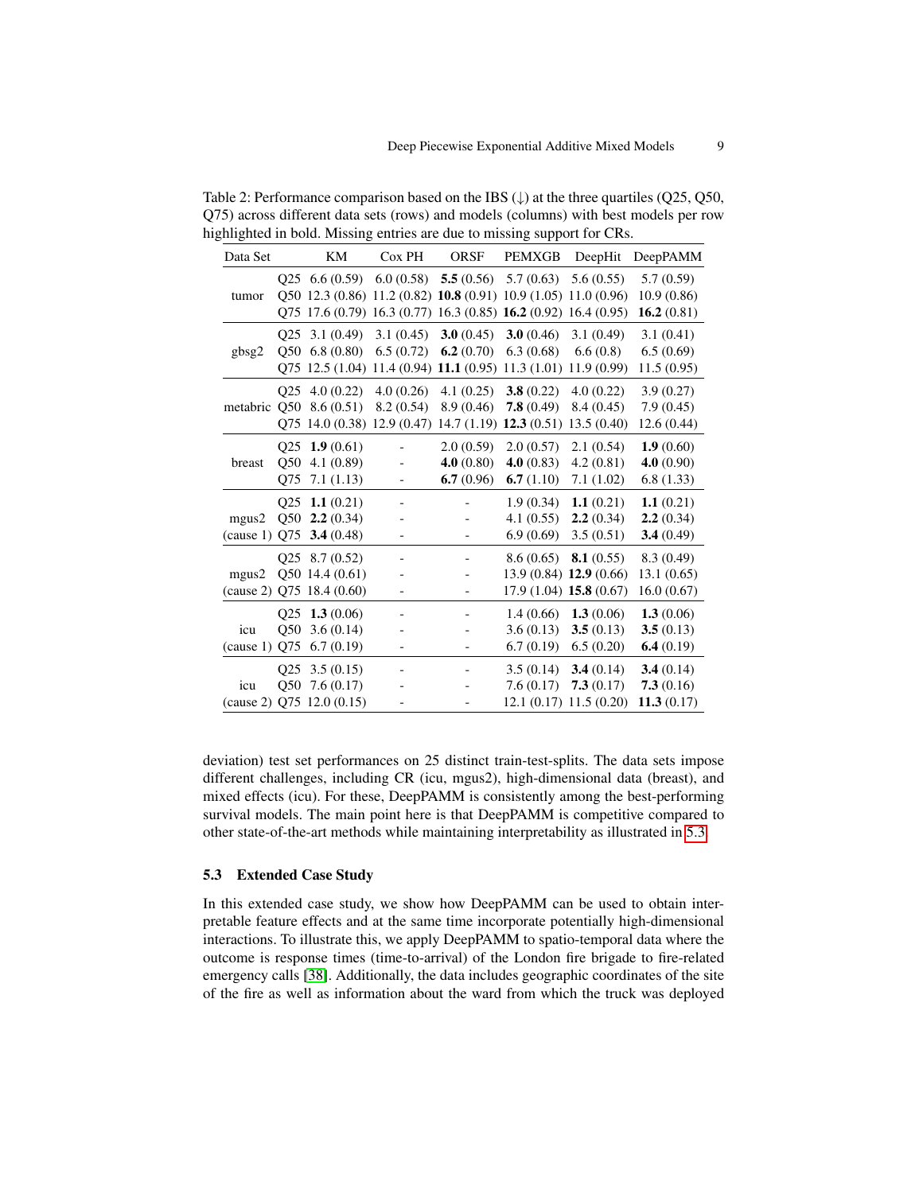Table 2: Performance comparison based on the IBS (↓) at the three quartiles (Q25, Q50, Q75) across different data sets (rows) and models (columns) with best models per row highlighted in bold. Missing entries are due to missing support for CRs.

| Data Set | | KM | Cox PH | ORSF | PEMXGB | DeepHit | DeepPAMM |
|---|---|---|---|---|---|---|---|
| tumor | Q25 | 6.6 (0.59) | 6.0 (0.58) | **5.5** (0.56) | 5.7 (0.63) | 5.6 (0.55) | 5.7 (0.59) |
| | Q50 | 12.3 (0.86) | 11.2 (0.82) | **10.8** (0.91) | 10.9 (1.05) | 11.0 (0.96) | 10.9 (0.86) |
| | Q75 | 17.6 (0.79) | 16.3 (0.77) | 16.3 (0.85) | **16.2** (0.92) | 16.4 (0.95) | **16.2** (0.81) |
| gbsg2 | Q25 | 3.1 (0.49) | 3.1 (0.45) | **3.0** (0.45) | **3.0** (0.46) | 3.1 (0.49) | 3.1 (0.41) |
| | Q50 | 6.8 (0.80) | 6.5 (0.72) | **6.2** (0.70) | 6.3 (0.68) | 6.6 (0.8) | 6.5 (0.69) |
| | Q75 | 12.5 (1.04) | 11.4 (0.94) | **11.1** (0.95) | 11.3 (1.01) | 11.9 (0.99) | 11.5 (0.95) |
| metabric | Q25 | 4.0 (0.22) | 4.0 (0.26) | 4.1 (0.25) | **3.8** (0.22) | 4.0 (0.22) | 3.9 (0.27) |
| | Q50 | 8.6 (0.51) | 8.2 (0.54) | 8.9 (0.46) | **7.8** (0.49) | 8.4 (0.45) | 7.9 (0.45) |
| | Q75 | 14.0 (0.38) | 12.9 (0.47) | 14.7 (1.19) | **12.3** (0.51) | 13.5 (0.40) | 12.6 (0.44) |
| breast | Q25 | **1.9** (0.61) | - | 2.0 (0.59) | 2.0 (0.57) | 2.1 (0.54) | **1.9** (0.60) |
| | Q50 | 4.1 (0.89) | - | **4.0** (0.80) | **4.0** (0.83) | 4.2 (0.81) | **4.0** (0.90) |
| | Q75 | 7.1 (1.13) | - | **6.7** (0.96) | **6.7** (1.10) | 7.1 (1.02) | 6.8 (1.33) |
| mgus2 (cause 1) | Q25 | **1.1** (0.21) | - | - | 1.9 (0.34) | **1.1** (0.21) | **1.1** (0.21) |
| | Q50 | **2.2** (0.34) | - | - | 4.1 (0.55) | **2.2** (0.34) | **2.2** (0.34) |
| | Q75 | **3.4** (0.48) | - | - | 6.9 (0.69) | 3.5 (0.51) | **3.4** (0.49) |
| mgus2 (cause 2) | Q25 | 8.7 (0.52) | - | - | 8.6 (0.65) | **8.1** (0.55) | 8.3 (0.49) |
| | Q50 | 14.4 (0.61) | - | - | 13.9 (0.84) | **12.9** (0.66) | 13.1 (0.65) |
| | Q75 | 18.4 (0.60) | - | - | 17.9 (1.04) | **15.8** (0.67) | 16.0 (0.67) |
| icu (cause 1) | Q25 | **1.3** (0.06) | - | - | 1.4 (0.66) | **1.3** (0.06) | **1.3** (0.06) |
| | Q50 | 3.6 (0.14) | - | - | 3.6 (0.13) | **3.5** (0.13) | **3.5** (0.13) |
| | Q75 | 6.7 (0.19) | - | - | 6.7 (0.19) | 6.5 (0.20) | **6.4** (0.19) |
| icu (cause 2) | Q25 | 3.5 (0.15) | - | - | 3.5 (0.14) | **3.4** (0.14) | **3.4** (0.14) |
| | Q50 | 7.6 (0.17) | - | - | 7.6 (0.17) | **7.3** (0.17) | **7.3** (0.16) |
| | Q75 | 12.0 (0.15) | - | - | 12.1 (0.17) | 11.5 (0.20) | **11.3** (0.17) |

deviation) test set performances on 25 distinct train-test-splits. The data sets impose different challenges, including CR (icu, mgus2), high-dimensional data (breast), and mixed effects (icu). For these, DeepPAMM is consistently among the best-performing survival models. The main point here is that DeepPAMM is competitive compared to other state-of-the-art methods while maintaining interpretability as illustrated in 5.3.

### 5.3 Extended Case Study

In this extended case study, we show how DeepPAMM can be used to obtain interpretable feature effects and at the same time incorporate potentially high-dimensional interactions. To illustrate this, we apply DeepPAMM to spatio-temporal data where the outcome is response times (time-to-arrival) of the London fire brigade to fire-related emergency calls [38]. Additionally, the data includes geographic coordinates of the site of the fire as well as information about the ward from which the truck was deployed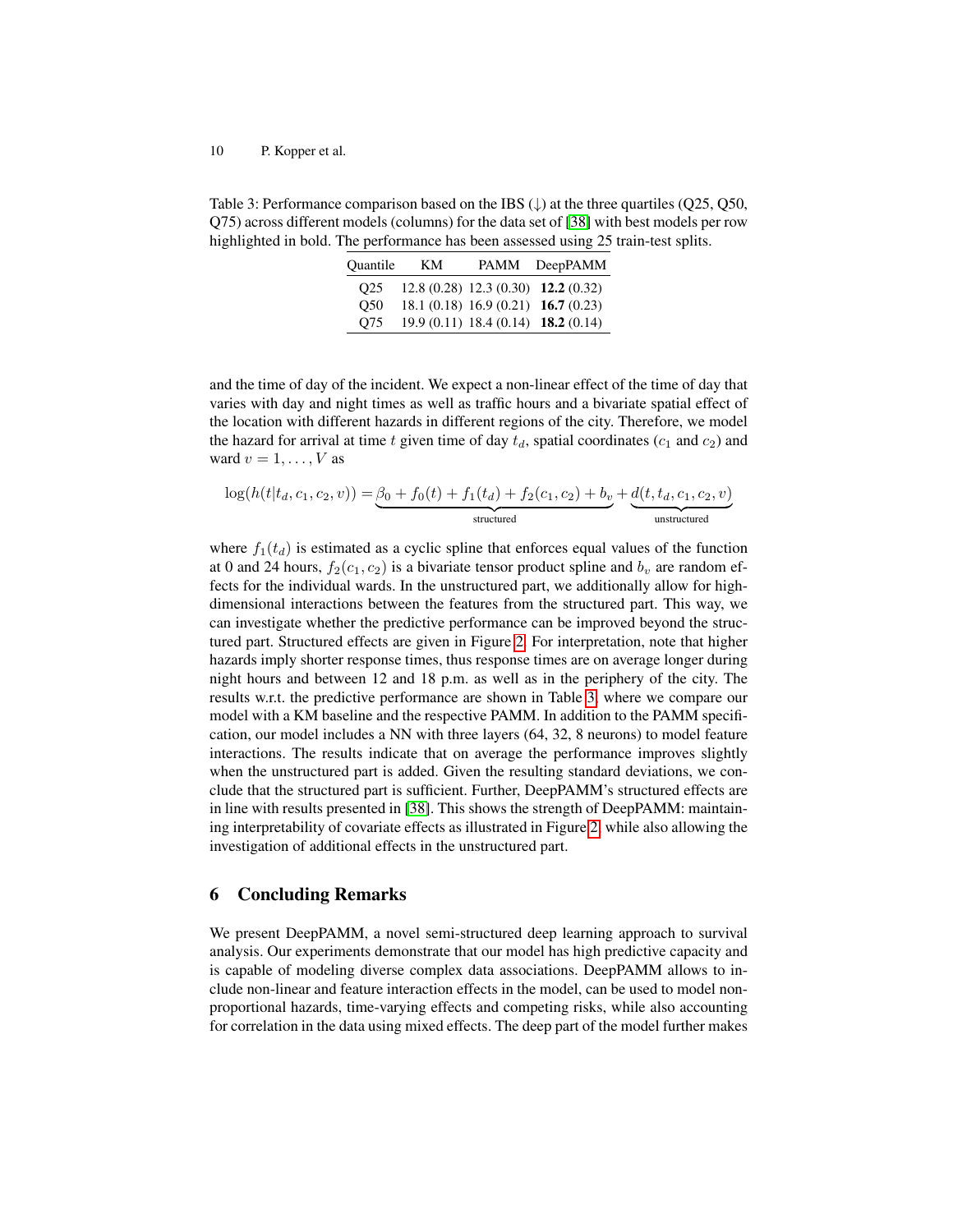Table 3: Performance comparison based on the IBS (↓) at the three quartiles (Q25, Q50, Q75) across different models (columns) for the data set of [38] with best models per row highlighted in bold. The performance has been assessed using 25 train-test splits.

| Quantile | KM | PAMM | DeepPAMM |
|---|---|---|---|
| Q25 | 12.8 (0.28) | 12.3 (0.30) | **12.2** (0.32) |
| Q50 | 18.1 (0.18) | 16.9 (0.21) | **16.7** (0.23) |
| Q75 | 19.9 (0.11) | 18.4 (0.14) | **18.2** (0.14) |

and the time of day of the incident. We expect a non-linear effect of the time of day that varies with day and night times as well as traffic hours and a bivariate spatial effect of the location with different hazards in different regions of the city. Therefore, we model the hazard for arrival at time $t$ given time of day $t_d$, spatial coordinates ($c_1$ and $c_2$) and ward $v = 1, \dots, V$ as

$$\log(h(t|t_d, c_1, c_2, v)) = \underbrace{\beta_0 + f_0(t) + f_1(t_d) + f_2(c_1, c_2) + b_v}_{\text{structured}} + \underbrace{d(t, t_d, c_1, c_2, v)}_{\text{unstructured}}$$

where $f_1(t_d)$ is estimated as a cyclic spline that enforces equal values of the function at 0 and 24 hours, $f_2(c_1, c_2)$ is a bivariate tensor product spline and $b_v$ are random effects for the individual wards. In the unstructured part, we additionally allow for high-dimensional interactions between the features from the structured part. This way, we can investigate whether the predictive performance can be improved beyond the structured part. Structured effects are given in Figure 2. For interpretation, note that higher hazards imply shorter response times, thus response times are on average longer during night hours and between 12 and 18 p.m. as well as in the periphery of the city. The results w.r.t. the predictive performance are shown in Table 3, where we compare our model with a KM baseline and the respective PAMM. In addition to the PAMM specification, our model includes a NN with three layers (64, 32, 8 neurons) to model feature interactions. The results indicate that on average the performance improves slightly when the unstructured part is added. Given the resulting standard deviations, we conclude that the structured part is sufficient. Further, DeepPAMM's structured effects are in line with results presented in [38]. This shows the strength of DeepPAMM: maintaining interpretability of covariate effects as illustrated in Figure 2, while also allowing the investigation of additional effects in the unstructured part.

## 6 Concluding Remarks

We present DeepPAMM, a novel semi-structured deep learning approach to survival analysis. Our experiments demonstrate that our model has high predictive capacity and is capable of modeling diverse complex data associations. DeepPAMM allows to include non-linear and feature interaction effects in the model, can be used to model non-proportional hazards, time-varying effects and competing risks, while also accounting for correlation in the data using mixed effects. The deep part of the model further makes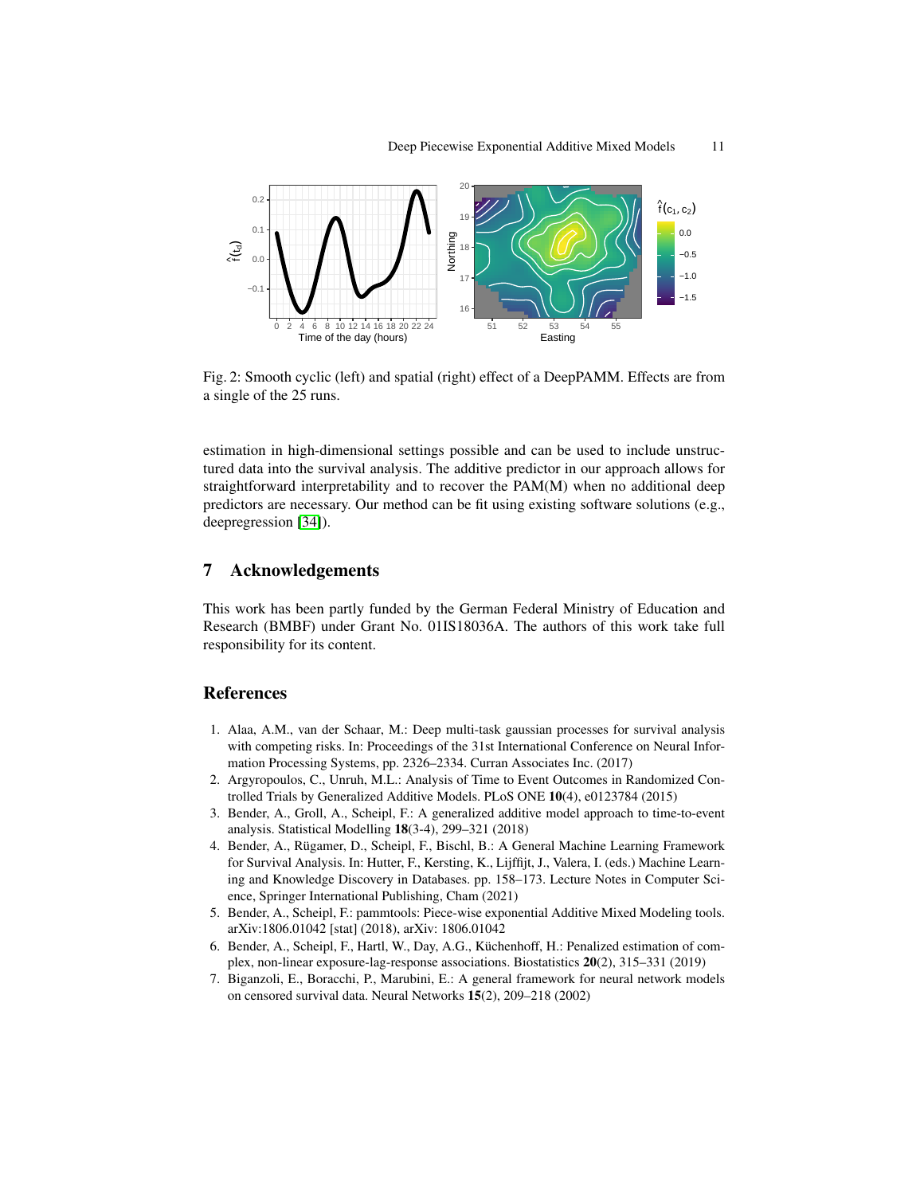Fig. 2: Smooth cyclic (left) and spatial (right) effect of a DeepPAMM. Effects are from a single of the 25 runs.

estimation in high-dimensional settings possible and can be used to include unstructured data into the survival analysis. The additive predictor in our approach allows for straightforward interpretability and to recover the PAM(M) when no additional deep predictors are necessary. Our method can be fit using existing software solutions (e.g., deepregression [34]).

## 7 Acknowledgements

This work has been partly funded by the German Federal Ministry of Education and Research (BMBF) under Grant No. 01IS18036A. The authors of this work take full responsibility for its content.

## References

1. Alaa, A.M., van der Schaar, M.: Deep multi-task gaussian processes for survival analysis with competing risks. In: Proceedings of the 31st International Conference on Neural Information Processing Systems, pp. 2326–2334. Curran Associates Inc. (2017)
2. Argyropoulos, C., Unruh, M.L.: Analysis of Time to Event Outcomes in Randomized Controlled Trials by Generalized Additive Models. PLoS ONE **10**(4), e0123784 (2015)
3. Bender, A., Groll, A., Scheipl, F.: A generalized additive model approach to time-to-event analysis. Statistical Modelling **18**(3-4), 299–321 (2018)
4. Bender, A., Rügamer, D., Scheipl, F., Bischl, B.: A General Machine Learning Framework for Survival Analysis. In: Hutter, F., Kersting, K., Lijffijt, J., Valera, I. (eds.) Machine Learning and Knowledge Discovery in Databases. pp. 158–173. Lecture Notes in Computer Science, Springer International Publishing, Cham (2021)
5. Bender, A., Scheipl, F.: pammtools: Piece-wise exponential Additive Mixed Modeling tools. arXiv:1806.01042 [stat] (2018), arXiv: 1806.01042
6. Bender, A., Scheipl, F., Hartl, W., Day, A.G., Küchenhoff, H.: Penalized estimation of complex, non-linear exposure-lag-response associations. Biostatistics **20**(2), 315–331 (2019)
7. Biganzoli, E., Boracchi, P., Marubini, E.: A general framework for neural network models on censored survival data. Neural Networks **15**(2), 209–218 (2002)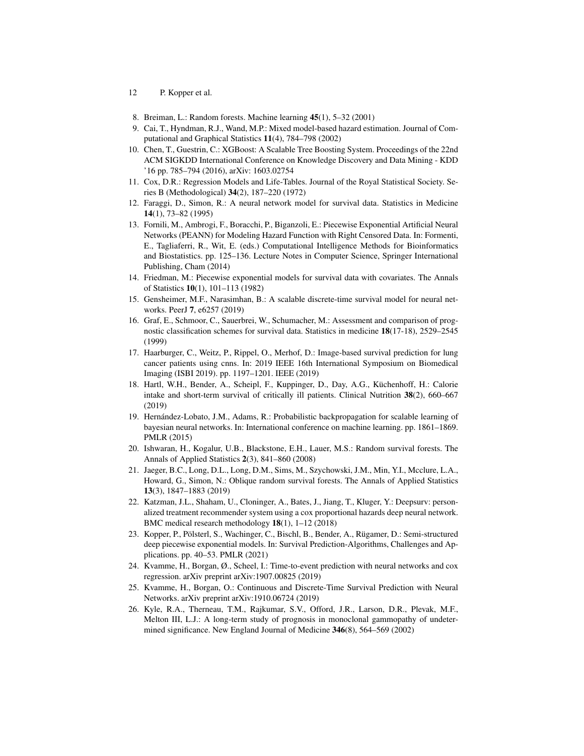8. Breiman, L.: Random forests. Machine learning **45**(1), 5–32 (2001)
9. Cai, T., Hyndman, R.J., Wand, M.P.: Mixed model-based hazard estimation. Journal of Computational and Graphical Statistics **11**(4), 784–798 (2002)
10. Chen, T., Guestrin, C.: XGBoost: A Scalable Tree Boosting System. Proceedings of the 22nd ACM SIGKDD International Conference on Knowledge Discovery and Data Mining - KDD '16 pp. 785–794 (2016), arXiv: 1603.02754
11. Cox, D.R.: Regression Models and Life-Tables. Journal of the Royal Statistical Society. Series B (Methodological) **34**(2), 187–220 (1972)
12. Faraggi, D., Simon, R.: A neural network model for survival data. Statistics in Medicine **14**(1), 73–82 (1995)
13. Fornili, M., Ambrogi, F., Boracchi, P., Biganzoli, E.: Piecewise Exponential Artificial Neural Networks (PEANN) for Modeling Hazard Function with Right Censored Data. In: Formenti, E., Tagliaferri, R., Wit, E. (eds.) Computational Intelligence Methods for Bioinformatics and Biostatistics. pp. 125–136. Lecture Notes in Computer Science, Springer International Publishing, Cham (2014)
14. Friedman, M.: Piecewise exponential models for survival data with covariates. The Annals of Statistics **10**(1), 101–113 (1982)
15. Gensheimer, M.F., Narasimhan, B.: A scalable discrete-time survival model for neural networks. PeerJ **7**, e6257 (2019)
16. Graf, E., Schmoor, C., Sauerbrei, W., Schumacher, M.: Assessment and comparison of prognostic classification schemes for survival data. Statistics in medicine **18**(17-18), 2529–2545 (1999)
17. Haarburger, C., Weitz, P., Rippel, O., Merhof, D.: Image-based survival prediction for lung cancer patients using cnns. In: 2019 IEEE 16th International Symposium on Biomedical Imaging (ISBI 2019). pp. 1197–1201. IEEE (2019)
18. Hartl, W.H., Bender, A., Scheipl, F., Kuppinger, D., Day, A.G., Küchenhoff, H.: Calorie intake and short-term survival of critically ill patients. Clinical Nutrition **38**(2), 660–667 (2019)
19. Hernández-Lobato, J.M., Adams, R.: Probabilistic backpropagation for scalable learning of bayesian neural networks. In: International conference on machine learning. pp. 1861–1869. PMLR (2015)
20. Ishwaran, H., Kogalur, U.B., Blackstone, E.H., Lauer, M.S.: Random survival forests. The Annals of Applied Statistics **2**(3), 841–860 (2008)
21. Jaeger, B.C., Long, D.L., Long, D.M., Sims, M., Szychowski, J.M., Min, Y.I., Mcclure, L.A., Howard, G., Simon, N.: Oblique random survival forests. The Annals of Applied Statistics **13**(3), 1847–1883 (2019)
22. Katzman, J.L., Shaham, U., Cloninger, A., Bates, J., Jiang, T., Kluger, Y.: Deepsurv: personalized treatment recommender system using a cox proportional hazards deep neural network. BMC medical research methodology **18**(1), 1–12 (2018)
23. Kopper, P., Pölsterl, S., Wachinger, C., Bischl, B., Bender, A., Rügamer, D.: Semi-structured deep piecewise exponential models. In: Survival Prediction-Algorithms, Challenges and Applications. pp. 40–53. PMLR (2021)
24. Kvamme, H., Borgan, Ø., Scheel, I.: Time-to-event prediction with neural networks and cox regression. arXiv preprint arXiv:1907.00825 (2019)
25. Kvamme, H., Borgan, O.: Continuous and Discrete-Time Survival Prediction with Neural Networks. arXiv preprint arXiv:1910.06724 (2019)
26. Kyle, R.A., Therneau, T.M., Rajkumar, S.V., Offord, J.R., Larson, D.R., Plevak, M.F., Melton III, L.J.: A long-term study of prognosis in monoclonal gammopathy of undetermined significance. New England Journal of Medicine **346**(8), 564–569 (2002)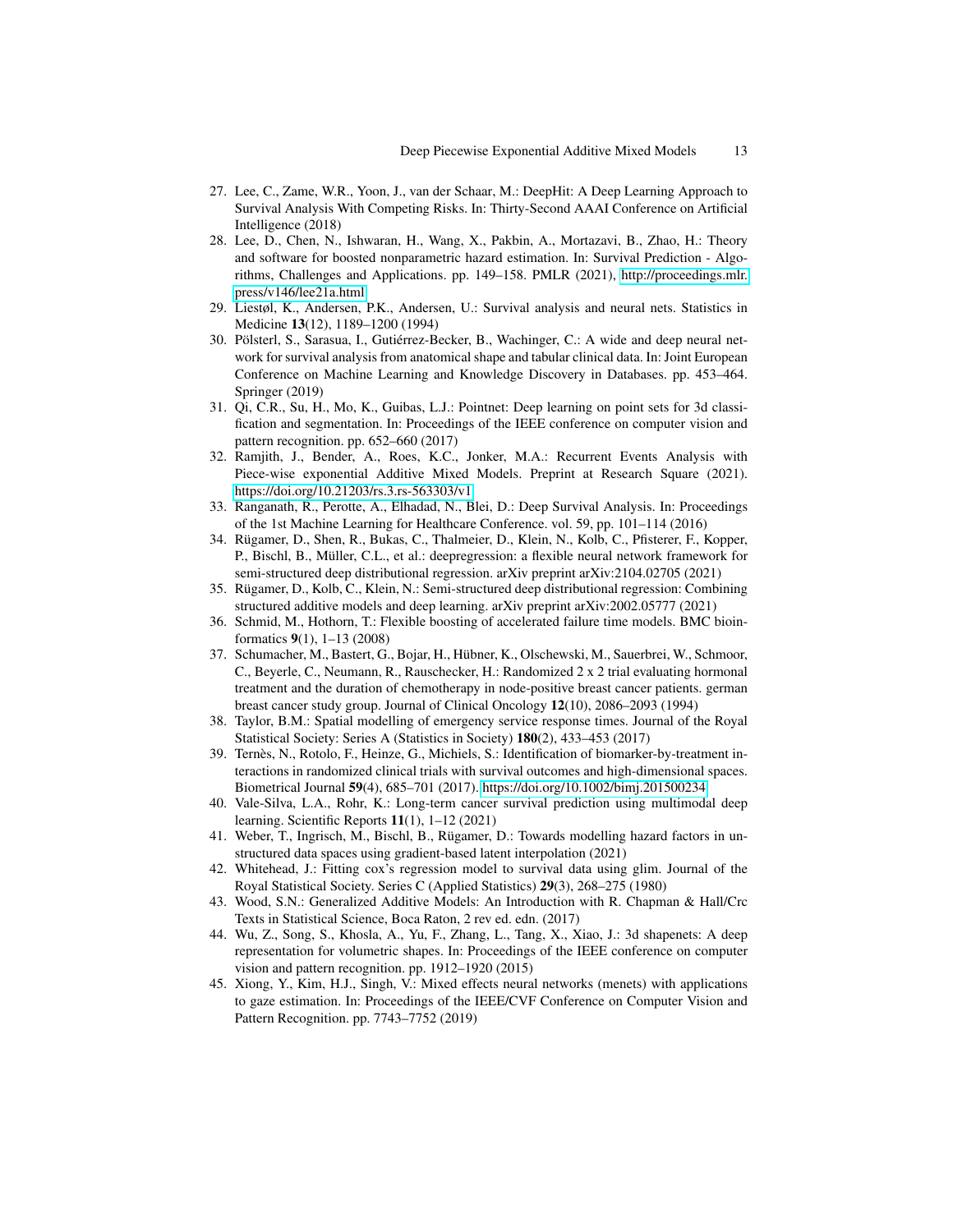27. Lee, C., Zame, W.R., Yoon, J., van der Schaar, M.: DeepHit: A Deep Learning Approach to Survival Analysis With Competing Risks. In: Thirty-Second AAAI Conference on Artificial Intelligence (2018)
28. Lee, D., Chen, N., Ishwaran, H., Wang, X., Pakbin, A., Mortazavi, B., Zhao, H.: Theory and software for boosted nonparametric hazard estimation. In: Survival Prediction - Algorithms, Challenges and Applications. pp. 149–158. PMLR (2021), http://proceedings.mlr.press/v146/lee21a.html
29. Liestøl, K., Andersen, P.K., Andersen, U.: Survival analysis and neural nets. Statistics in Medicine **13**(12), 1189–1200 (1994)
30. Pölsterl, S., Sarasua, I., Gutiérrez-Becker, B., Wachinger, C.: A wide and deep neural network for survival analysis from anatomical shape and tabular clinical data. In: Joint European Conference on Machine Learning and Knowledge Discovery in Databases. pp. 453–464. Springer (2019)
31. Qi, C.R., Su, H., Mo, K., Guibas, L.J.: Pointnet: Deep learning on point sets for 3d classification and segmentation. In: Proceedings of the IEEE conference on computer vision and pattern recognition. pp. 652–660 (2017)
32. Ramjith, J., Bender, A., Roes, K.C., Jonker, M.A.: Recurrent Events Analysis with Piece-wise exponential Additive Mixed Models. Preprint at Research Square (2021). https://doi.org/10.21203/rs.3.rs-563303/v1
33. Ranganath, R., Perotte, A., Elhadad, N., Blei, D.: Deep Survival Analysis. In: Proceedings of the 1st Machine Learning for Healthcare Conference. vol. 59, pp. 101–114 (2016)
34. Rügamer, D., Shen, R., Bukas, C., Thalmeier, D., Klein, N., Kolb, C., Pfisterer, F., Kopper, P., Bischl, B., Müller, C.L., et al.: deepregression: a flexible neural network framework for semi-structured deep distributional regression. arXiv preprint arXiv:2104.02705 (2021)
35. Rügamer, D., Kolb, C., Klein, N.: Semi-structured deep distributional regression: Combining structured additive models and deep learning. arXiv preprint arXiv:2002.05777 (2021)
36. Schmid, M., Hothorn, T.: Flexible boosting of accelerated failure time models. BMC bioinformatics **9**(1), 1–13 (2008)
37. Schumacher, M., Bastert, G., Bojar, H., Hübner, K., Olschewski, M., Sauerbrei, W., Schmoor, C., Beyerle, C., Neumann, R., Rauschecker, H.: Randomized 2 x 2 trial evaluating hormonal treatment and the duration of chemotherapy in node-positive breast cancer patients. german breast cancer study group. Journal of Clinical Oncology **12**(10), 2086–2093 (1994)
38. Taylor, B.M.: Spatial modelling of emergency service response times. Journal of the Royal Statistical Society: Series A (Statistics in Society) **180**(2), 433–453 (2017)
39. Ternès, N., Rotolo, F., Heinze, G., Michiels, S.: Identification of biomarker-by-treatment interactions in randomized clinical trials with survival outcomes and high-dimensional spaces. Biometrical Journal **59**(4), 685–701 (2017). https://doi.org/10.1002/bimj.201500234
40. Vale-Silva, L.A., Rohr, K.: Long-term cancer survival prediction using multimodal deep learning. Scientific Reports **11**(1), 1–12 (2021)
41. Weber, T., Ingrisch, M., Bischl, B., Rügamer, D.: Towards modelling hazard factors in unstructured data spaces using gradient-based latent interpolation (2021)
42. Whitehead, J.: Fitting cox's regression model to survival data using glim. Journal of the Royal Statistical Society. Series C (Applied Statistics) **29**(3), 268–275 (1980)
43. Wood, S.N.: Generalized Additive Models: An Introduction with R. Chapman & Hall/Crc Texts in Statistical Science, Boca Raton, 2 rev ed. edn. (2017)
44. Wu, Z., Song, S., Khosla, A., Yu, F., Zhang, L., Tang, X., Xiao, J.: 3d shapenets: A deep representation for volumetric shapes. In: Proceedings of the IEEE conference on computer vision and pattern recognition. pp. 1912–1920 (2015)
45. Xiong, Y., Kim, H.J., Singh, V.: Mixed effects neural networks (menets) with applications to gaze estimation. In: Proceedings of the IEEE/CVF Conference on Computer Vision and Pattern Recognition. pp. 7743–7752 (2019)